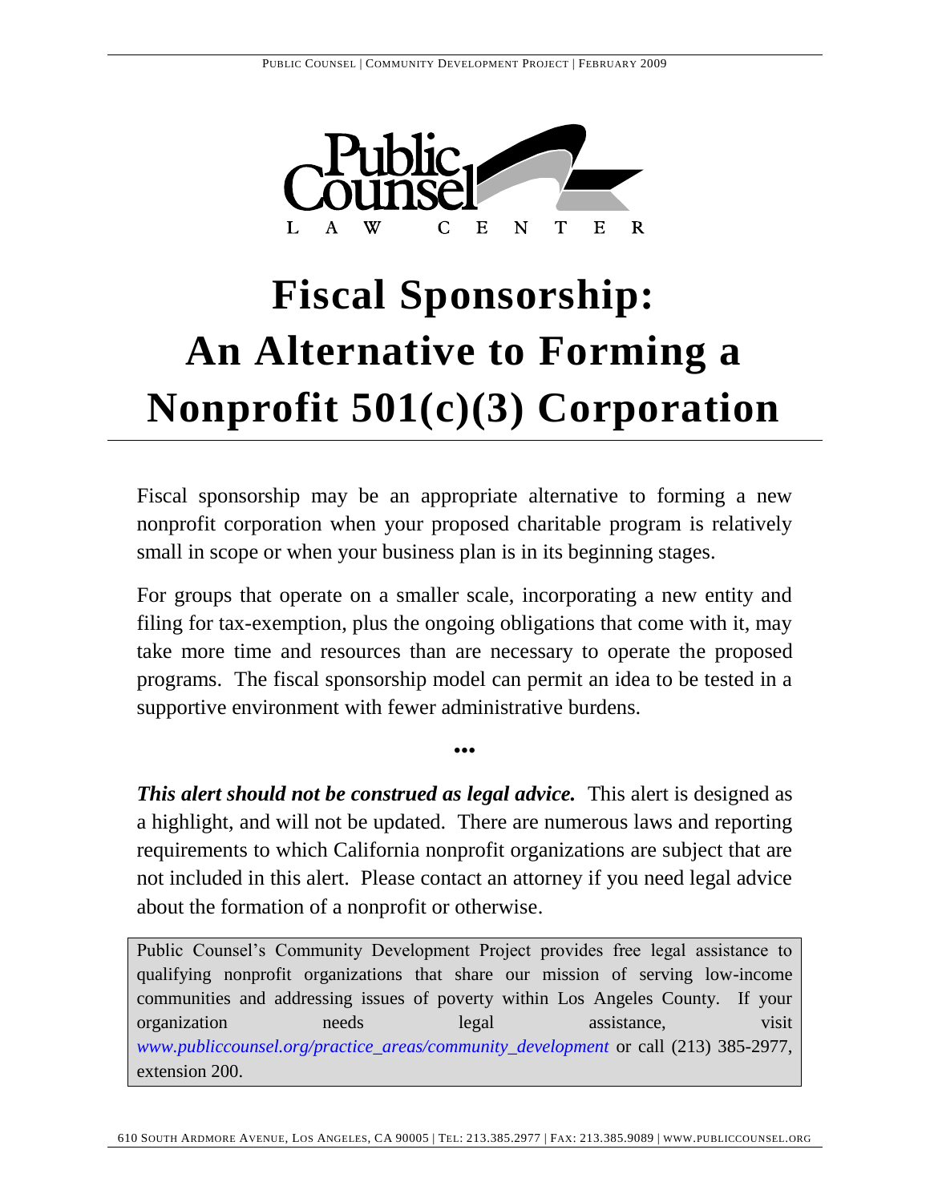# Fiscal Sponsorship: An Alternative to Forming a Nonprofit 501(c)(3) Corporation

Fiscal sponsorship may be an appropriate alternative to forming a new nonprofit corporation when your proposed charitable program is relatively small in scope or when your business plan is in its beginning stages.

For groups that operate on a smaller scale, incorporating a new entity and filing for tax-exemption, plus the ongoing obligations that come with it, may take more time and resources than are necessary to operate the proposed programs. The fiscal sponsorship model can permit an idea to be tested in a supportive environment with fewer administrative burdens.

•••

***This alert should not be construed as legal advice.*** This alert is designed as a highlight, and will not be updated. There are numerous laws and reporting requirements to which California nonprofit organizations are subject that are not included in this alert. Please contact an attorney if you need legal advice about the formation of a nonprofit or otherwise.

Public Counsel's Community Development Project provides free legal assistance to qualifying nonprofit organizations that share our mission of serving low-income communities and addressing issues of poverty within Los Angeles County. If your organization needs legal assistance, visit *www.publiccounsel.org/practice_areas/community_development* or call (213) 385-2977, extension 200.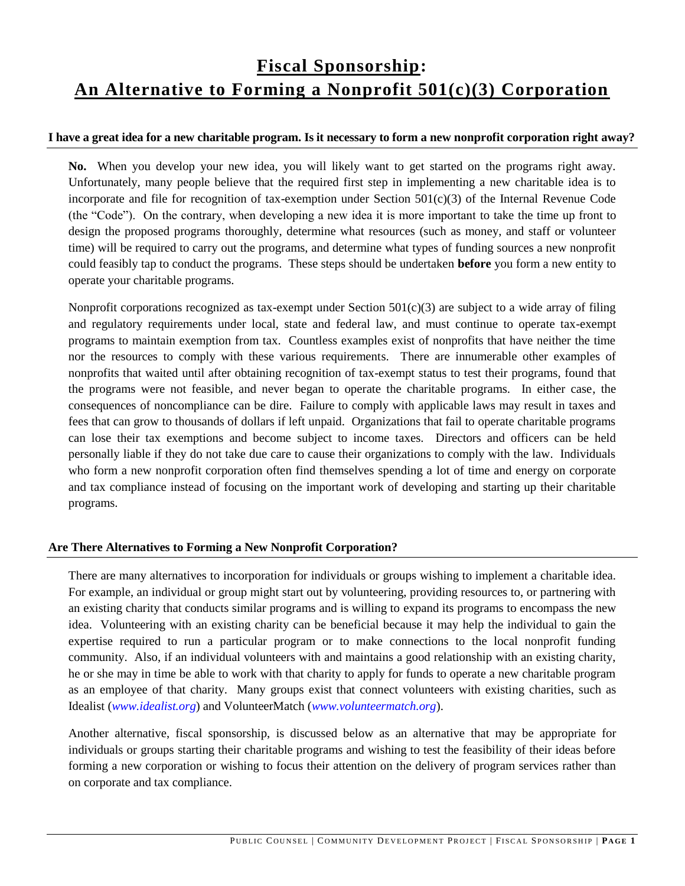# **Fiscal Sponsorship: An Alternative to Forming a Nonprofit 501(c)(3) Corporation**

## I have a great idea for a new charitable program. Is it necessary to form a new nonprofit corporation right away?

**No.** When you develop your new idea, you will likely want to get started on the programs right away. Unfortunately, many people believe that the required first step in implementing a new charitable idea is to incorporate and file for recognition of tax-exemption under Section 501(c)(3) of the Internal Revenue Code (the "Code"). On the contrary, when developing a new idea it is more important to take the time up front to design the proposed programs thoroughly, determine what resources (such as money, and staff or volunteer time) will be required to carry out the programs, and determine what types of funding sources a new nonprofit could feasibly tap to conduct the programs. These steps should be undertaken **before** you form a new entity to operate your charitable programs.

Nonprofit corporations recognized as tax-exempt under Section 501(c)(3) are subject to a wide array of filing and regulatory requirements under local, state and federal law, and must continue to operate tax-exempt programs to maintain exemption from tax. Countless examples exist of nonprofits that have neither the time nor the resources to comply with these various requirements. There are innumerable other examples of nonprofits that waited until after obtaining recognition of tax-exempt status to test their programs, found that the programs were not feasible, and never began to operate the charitable programs. In either case, the consequences of noncompliance can be dire. Failure to comply with applicable laws may result in taxes and fees that can grow to thousands of dollars if left unpaid. Organizations that fail to operate charitable programs can lose their tax exemptions and become subject to income taxes. Directors and officers can be held personally liable if they do not take due care to cause their organizations to comply with the law. Individuals who form a new nonprofit corporation often find themselves spending a lot of time and energy on corporate and tax compliance instead of focusing on the important work of developing and starting up their charitable programs.

## Are There Alternatives to Forming a New Nonprofit Corporation?

There are many alternatives to incorporation for individuals or groups wishing to implement a charitable idea. For example, an individual or group might start out by volunteering, providing resources to, or partnering with an existing charity that conducts similar programs and is willing to expand its programs to encompass the new idea. Volunteering with an existing charity can be beneficial because it may help the individual to gain the expertise required to run a particular program or to make connections to the local nonprofit funding community. Also, if an individual volunteers with and maintains a good relationship with an existing charity, he or she may in time be able to work with that charity to apply for funds to operate a new charitable program as an employee of that charity. Many groups exist that connect volunteers with existing charities, such as Idealist (*www.idealist.org*) and VolunteerMatch (*www.volunteermatch.org*).

Another alternative, fiscal sponsorship, is discussed below as an alternative that may be appropriate for individuals or groups starting their charitable programs and wishing to test the feasibility of their ideas before forming a new corporation or wishing to focus their attention on the delivery of program services rather than on corporate and tax compliance.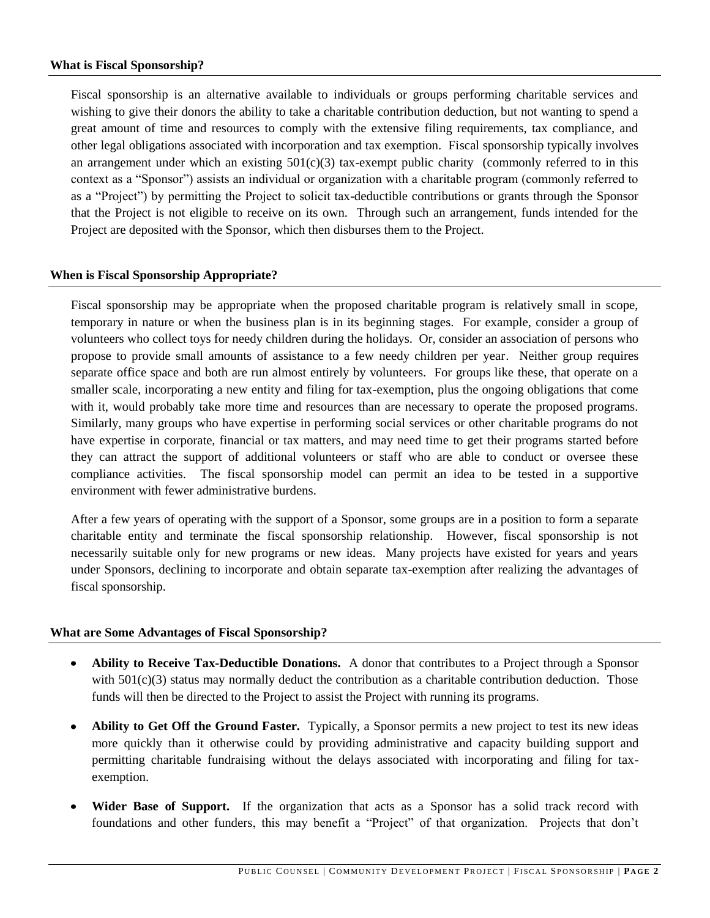## What is Fiscal Sponsorship?

Fiscal sponsorship is an alternative available to individuals or groups performing charitable services and wishing to give their donors the ability to take a charitable contribution deduction, but not wanting to spend a great amount of time and resources to comply with the extensive filing requirements, tax compliance, and other legal obligations associated with incorporation and tax exemption. Fiscal sponsorship typically involves an arrangement under which an existing 501(c)(3) tax-exempt public charity (commonly referred to in this context as a "Sponsor") assists an individual or organization with a charitable program (commonly referred to as a "Project") by permitting the Project to solicit tax-deductible contributions or grants through the Sponsor that the Project is not eligible to receive on its own. Through such an arrangement, funds intended for the Project are deposited with the Sponsor, which then disburses them to the Project.

## When is Fiscal Sponsorship Appropriate?

Fiscal sponsorship may be appropriate when the proposed charitable program is relatively small in scope, temporary in nature or when the business plan is in its beginning stages. For example, consider a group of volunteers who collect toys for needy children during the holidays. Or, consider an association of persons who propose to provide small amounts of assistance to a few needy children per year. Neither group requires separate office space and both are run almost entirely by volunteers. For groups like these, that operate on a smaller scale, incorporating a new entity and filing for tax-exemption, plus the ongoing obligations that come with it, would probably take more time and resources than are necessary to operate the proposed programs. Similarly, many groups who have expertise in performing social services or other charitable programs do not have expertise in corporate, financial or tax matters, and may need time to get their programs started before they can attract the support of additional volunteers or staff who are able to conduct or oversee these compliance activities. The fiscal sponsorship model can permit an idea to be tested in a supportive environment with fewer administrative burdens.

After a few years of operating with the support of a Sponsor, some groups are in a position to form a separate charitable entity and terminate the fiscal sponsorship relationship. However, fiscal sponsorship is not necessarily suitable only for new programs or new ideas. Many projects have existed for years and years under Sponsors, declining to incorporate and obtain separate tax-exemption after realizing the advantages of fiscal sponsorship.

## What are Some Advantages of Fiscal Sponsorship?

- **Ability to Receive Tax-Deductible Donations.** A donor that contributes to a Project through a Sponsor with 501(c)(3) status may normally deduct the contribution as a charitable contribution deduction. Those funds will then be directed to the Project to assist the Project with running its programs.
- **Ability to Get Off the Ground Faster.** Typically, a Sponsor permits a new project to test its new ideas more quickly than it otherwise could by providing administrative and capacity building support and permitting charitable fundraising without the delays associated with incorporating and filing for tax-exemption.
- **Wider Base of Support.** If the organization that acts as a Sponsor has a solid track record with foundations and other funders, this may benefit a "Project" of that organization. Projects that don't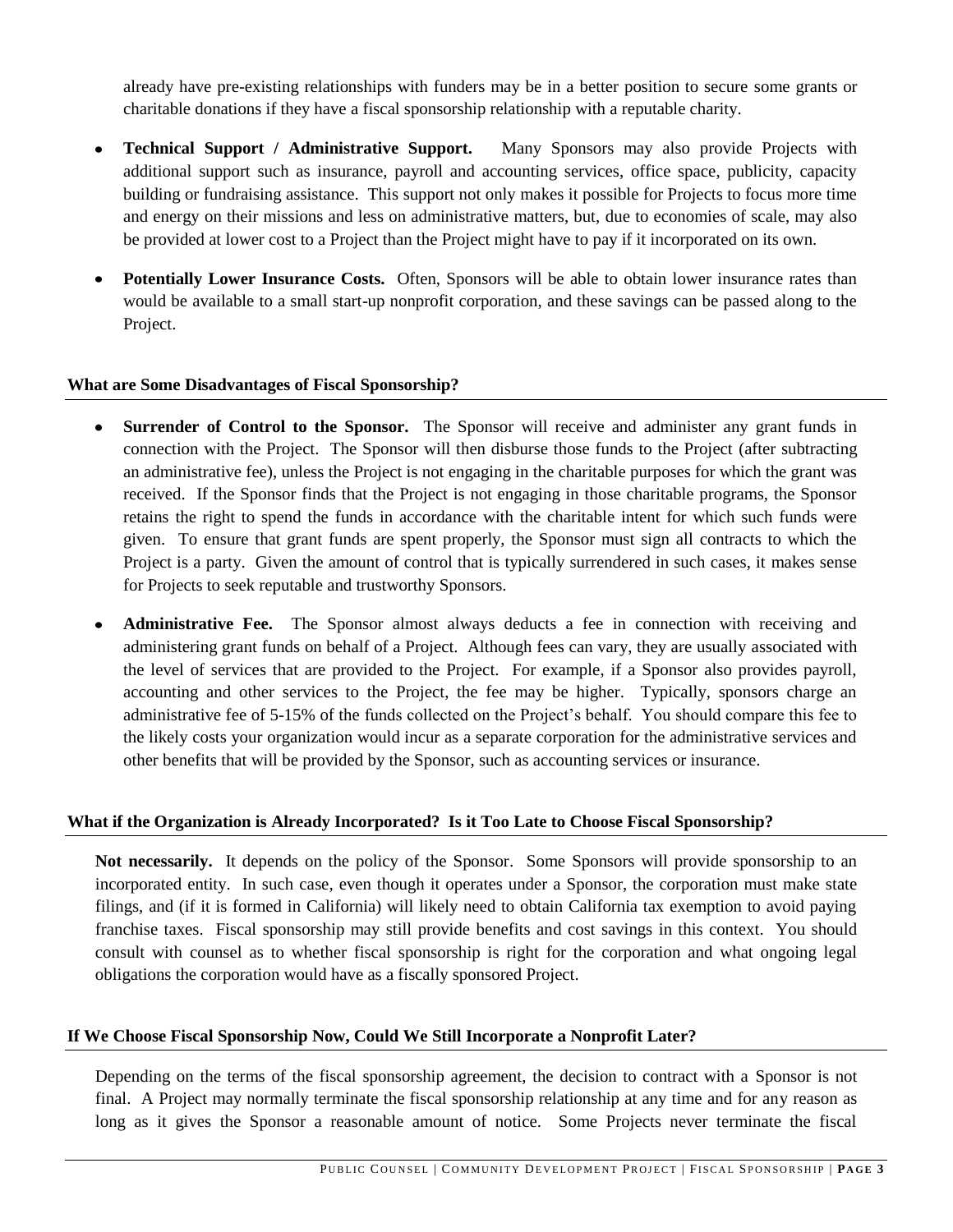already have pre-existing relationships with funders may be in a better position to secure some grants or charitable donations if they have a fiscal sponsorship relationship with a reputable charity.

- **Technical Support / Administrative Support.** Many Sponsors may also provide Projects with additional support such as insurance, payroll and accounting services, office space, publicity, capacity building or fundraising assistance. This support not only makes it possible for Projects to focus more time and energy on their missions and less on administrative matters, but, due to economies of scale, may also be provided at lower cost to a Project than the Project might have to pay if it incorporated on its own.

- **Potentially Lower Insurance Costs.** Often, Sponsors will be able to obtain lower insurance rates than would be available to a small start-up nonprofit corporation, and these savings can be passed along to the Project.

#### What are Some Disadvantages of Fiscal Sponsorship?

- **Surrender of Control to the Sponsor.** The Sponsor will receive and administer any grant funds in connection with the Project. The Sponsor will then disburse those funds to the Project (after subtracting an administrative fee), unless the Project is not engaging in the charitable purposes for which the grant was received. If the Sponsor finds that the Project is not engaging in those charitable programs, the Sponsor retains the right to spend the funds in accordance with the charitable intent for which such funds were given. To ensure that grant funds are spent properly, the Sponsor must sign all contracts to which the Project is a party. Given the amount of control that is typically surrendered in such cases, it makes sense for Projects to seek reputable and trustworthy Sponsors.

- **Administrative Fee.** The Sponsor almost always deducts a fee in connection with receiving and administering grant funds on behalf of a Project. Although fees can vary, they are usually associated with the level of services that are provided to the Project. For example, if a Sponsor also provides payroll, accounting and other services to the Project, the fee may be higher. Typically, sponsors charge an administrative fee of 5-15% of the funds collected on the Project's behalf. You should compare this fee to the likely costs your organization would incur as a separate corporation for the administrative services and other benefits that will be provided by the Sponsor, such as accounting services or insurance.

#### What if the Organization is Already Incorporated? Is it Too Late to Choose Fiscal Sponsorship?

**Not necessarily.** It depends on the policy of the Sponsor. Some Sponsors will provide sponsorship to an incorporated entity. In such case, even though it operates under a Sponsor, the corporation must make state filings, and (if it is formed in California) will likely need to obtain California tax exemption to avoid paying franchise taxes. Fiscal sponsorship may still provide benefits and cost savings in this context. You should consult with counsel as to whether fiscal sponsorship is right for the corporation and what ongoing legal obligations the corporation would have as a fiscally sponsored Project.

#### If We Choose Fiscal Sponsorship Now, Could We Still Incorporate a Nonprofit Later?

Depending on the terms of the fiscal sponsorship agreement, the decision to contract with a Sponsor is not final. A Project may normally terminate the fiscal sponsorship relationship at any time and for any reason as long as it gives the Sponsor a reasonable amount of notice. Some Projects never terminate the fiscal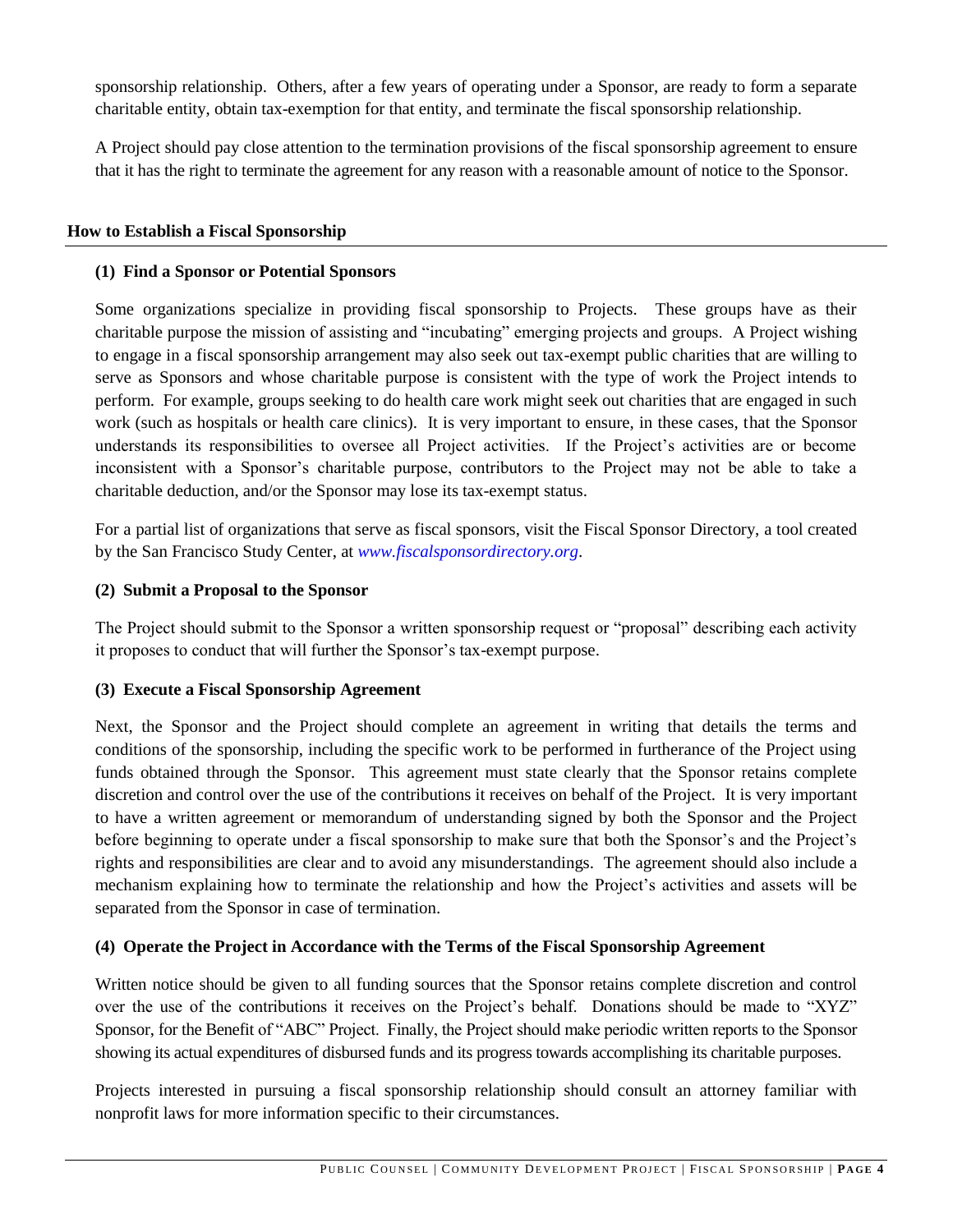sponsorship relationship. Others, after a few years of operating under a Sponsor, are ready to form a separate charitable entity, obtain tax-exemption for that entity, and terminate the fiscal sponsorship relationship.

A Project should pay close attention to the termination provisions of the fiscal sponsorship agreement to ensure that it has the right to terminate the agreement for any reason with a reasonable amount of notice to the Sponsor.

## How to Establish a Fiscal Sponsorship

### (1) Find a Sponsor or Potential Sponsors

Some organizations specialize in providing fiscal sponsorship to Projects. These groups have as their charitable purpose the mission of assisting and "incubating" emerging projects and groups. A Project wishing to engage in a fiscal sponsorship arrangement may also seek out tax-exempt public charities that are willing to serve as Sponsors and whose charitable purpose is consistent with the type of work the Project intends to perform. For example, groups seeking to do health care work might seek out charities that are engaged in such work (such as hospitals or health care clinics). It is very important to ensure, in these cases, that the Sponsor understands its responsibilities to oversee all Project activities. If the Project's activities are or become inconsistent with a Sponsor's charitable purpose, contributors to the Project may not be able to take a charitable deduction, and/or the Sponsor may lose its tax-exempt status.

For a partial list of organizations that serve as fiscal sponsors, visit the Fiscal Sponsor Directory, a tool created by the San Francisco Study Center, at *www.fiscalsponsordirectory.org*.

### (2) Submit a Proposal to the Sponsor

The Project should submit to the Sponsor a written sponsorship request or "proposal" describing each activity it proposes to conduct that will further the Sponsor's tax-exempt purpose.

### (3) Execute a Fiscal Sponsorship Agreement

Next, the Sponsor and the Project should complete an agreement in writing that details the terms and conditions of the sponsorship, including the specific work to be performed in furtherance of the Project using funds obtained through the Sponsor. This agreement must state clearly that the Sponsor retains complete discretion and control over the use of the contributions it receives on behalf of the Project. It is very important to have a written agreement or memorandum of understanding signed by both the Sponsor and the Project before beginning to operate under a fiscal sponsorship to make sure that both the Sponsor's and the Project's rights and responsibilities are clear and to avoid any misunderstandings. The agreement should also include a mechanism explaining how to terminate the relationship and how the Project's activities and assets will be separated from the Sponsor in case of termination.

### (4) Operate the Project in Accordance with the Terms of the Fiscal Sponsorship Agreement

Written notice should be given to all funding sources that the Sponsor retains complete discretion and control over the use of the contributions it receives on the Project's behalf. Donations should be made to "XYZ" Sponsor, for the Benefit of "ABC" Project. Finally, the Project should make periodic written reports to the Sponsor showing its actual expenditures of disbursed funds and its progress towards accomplishing its charitable purposes.

Projects interested in pursuing a fiscal sponsorship relationship should consult an attorney familiar with nonprofit laws for more information specific to their circumstances.